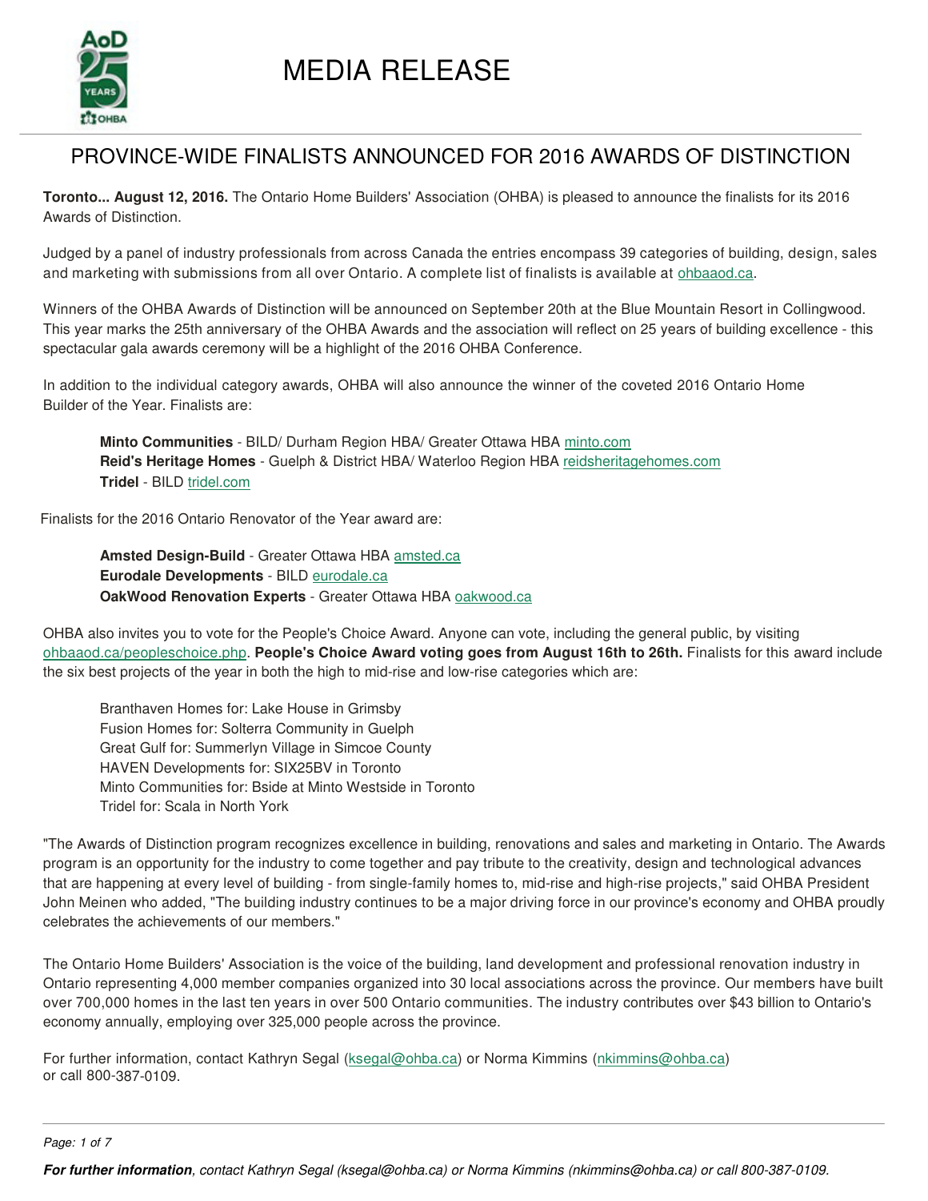# MEDIA RELEASE

## PROVINCE-WIDE FINALISTS ANNOUNCED FOR 2016 AWARDS OF DISTINCTION

**Toronto... August 12, 2016.** The Ontario Home Builders' Association (OHBA) is pleased to announce the finalists for its 2016 Awards of Distinction.

Judged by a panel of industry professionals from across Canada the entries encompass 39 categories of building, design, sales and marketing with submissions from all over Ontario. A complete list of finalists is available at ohbaaod.ca.

Winners of the OHBA Awards of Distinction will be announced on September 20th at the Blue Mountain Resort in Collingwood. This year marks the 25th anniversary of the OHBA Awards and the association will reflect on 25 years of building excellence - this spectacular gala awards ceremony will be a highlight of the 2016 OHBA Conference.

In addition to the individual category awards, OHBA will also announce the winner of the coveted 2016 Ontario Home Builder of the Year. Finalists are:

**Minto Communities** - BILD/ Durham Region HBA/ Greater Ottawa HBA minto.com
**Reid's Heritage Homes** - Guelph & District HBA/ Waterloo Region HBA reidsheritagehomes.com
**Tridel** - BILD tridel.com

Finalists for the 2016 Ontario Renovator of the Year award are:

**Amsted Design-Build** - Greater Ottawa HBA amsted.ca
**Eurodale Developments** - BILD eurodale.ca
**OakWood Renovation Experts** - Greater Ottawa HBA oakwood.ca

OHBA also invites you to vote for the People's Choice Award. Anyone can vote, including the general public, by visiting ohbaaod.ca/peopleschoice.php. **People's Choice Award voting goes from August 16th to 26th.** Finalists for this award include the six best projects of the year in both the high to mid-rise and low-rise categories which are:

Branthaven Homes for: Lake House in Grimsby
Fusion Homes for: Solterra Community in Guelph
Great Gulf for: Summerlyn Village in Simcoe County
HAVEN Developments for: SIX25BV in Toronto
Minto Communities for: Bside at Minto Westside in Toronto
Tridel for: Scala in North York

"The Awards of Distinction program recognizes excellence in building, renovations and sales and marketing in Ontario. The Awards program is an opportunity for the industry to come together and pay tribute to the creativity, design and technological advances that are happening at every level of building - from single-family homes to, mid-rise and high-rise projects," said OHBA President John Meinen who added, "The building industry continues to be a major driving force in our province's economy and OHBA proudly celebrates the achievements of our members."

The Ontario Home Builders' Association is the voice of the building, land development and professional renovation industry in Ontario representing 4,000 member companies organized into 30 local associations across the province. Our members have built over 700,000 homes in the last ten years in over 500 Ontario communities. The industry contributes over $43 billion to Ontario's economy annually, employing over 325,000 people across the province.

For further information, contact Kathryn Segal (ksegal@ohba.ca) or Norma Kimmins (nkimmins@ohba.ca) or call 800-387-0109.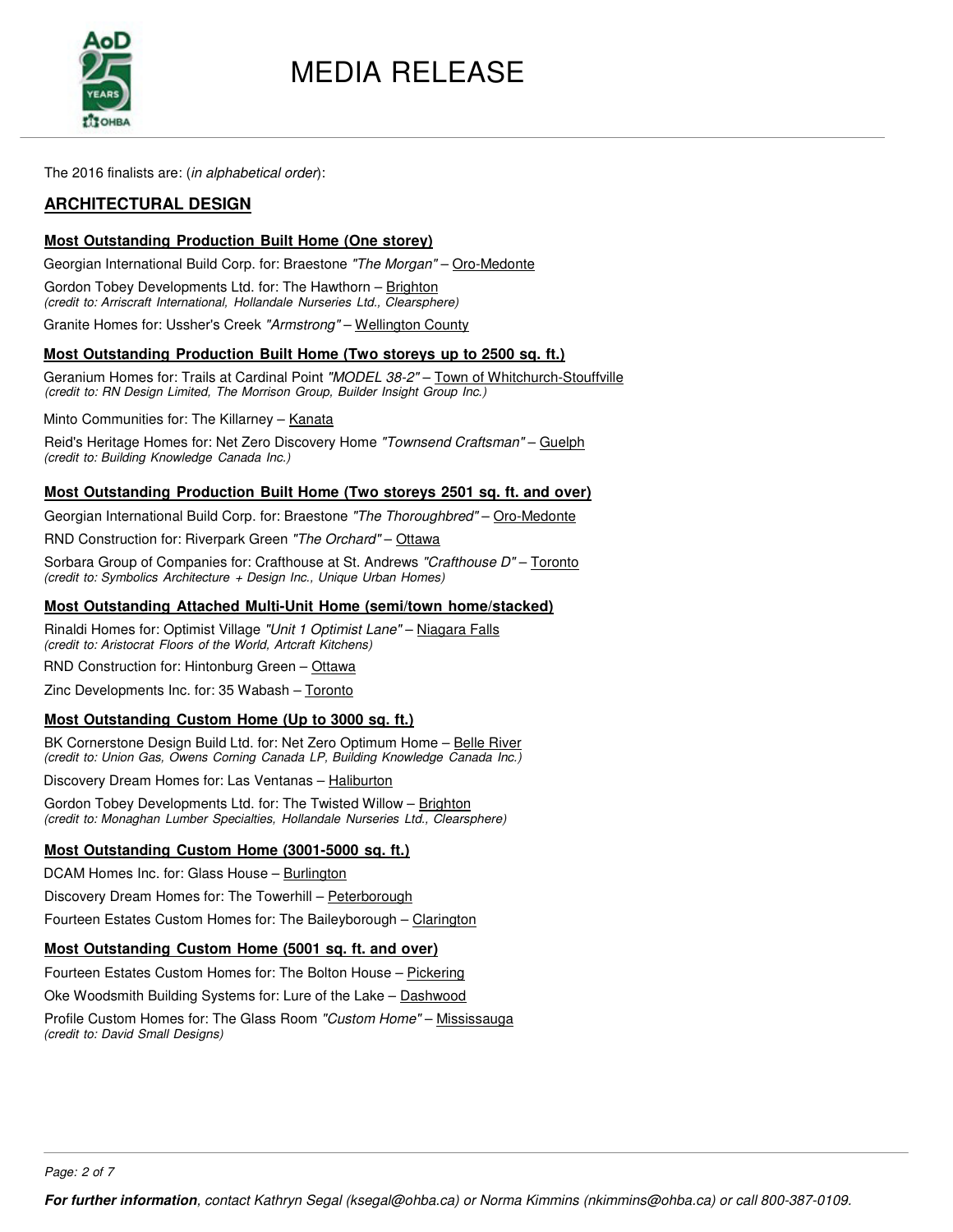# MEDIA RELEASE

The 2016 finalists are: (*in alphabetical order*):

## ARCHITECTURAL DESIGN

### Most Outstanding Production Built Home (One storey)

Georgian International Build Corp. for: Braestone *"The Morgan"* – Oro-Medonte

Gordon Tobey Developments Ltd. for: The Hawthorn – Brighton
*(credit to: Arriscraft International, Hollandale Nurseries Ltd., Clearsphere)*

Granite Homes for: Ussher's Creek *"Armstrong"* – Wellington County

### Most Outstanding Production Built Home (Two storeys up to 2500 sq. ft.)

Geranium Homes for: Trails at Cardinal Point *"MODEL 38-2"* – Town of Whitchurch-Stouffville
*(credit to: RN Design Limited, The Morrison Group, Builder Insight Group Inc.)*

Minto Communities for: The Killarney – Kanata

Reid's Heritage Homes for: Net Zero Discovery Home *"Townsend Craftsman"* – Guelph
*(credit to: Building Knowledge Canada Inc.)*

### Most Outstanding Production Built Home (Two storeys 2501 sq. ft. and over)

Georgian International Build Corp. for: Braestone *"The Thoroughbred"* – Oro-Medonte

RND Construction for: Riverpark Green *"The Orchard"* – Ottawa

Sorbara Group of Companies for: Crafthouse at St. Andrews *"Crafthouse D"* – Toronto
*(credit to: Symbolics Architecture + Design Inc., Unique Urban Homes)*

### Most Outstanding Attached Multi-Unit Home (semi/town home/stacked)

Rinaldi Homes for: Optimist Village *"Unit 1 Optimist Lane"* – Niagara Falls
*(credit to: Aristocrat Floors of the World, Artcraft Kitchens)*

RND Construction for: Hintonburg Green – Ottawa

Zinc Developments Inc. for: 35 Wabash – Toronto

### Most Outstanding Custom Home (Up to 3000 sq. ft.)

BK Cornerstone Design Build Ltd. for: Net Zero Optimum Home – Belle River
*(credit to: Union Gas, Owens Corning Canada LP, Building Knowledge Canada Inc.)*

Discovery Dream Homes for: Las Ventanas – Haliburton

Gordon Tobey Developments Ltd. for: The Twisted Willow – Brighton
*(credit to: Monaghan Lumber Specialties, Hollandale Nurseries Ltd., Clearsphere)*

### Most Outstanding Custom Home (3001-5000 sq. ft.)

DCAM Homes Inc. for: Glass House – Burlington

Discovery Dream Homes for: The Towerhill – Peterborough

Fourteen Estates Custom Homes for: The Baileyborough – Clarington

### Most Outstanding Custom Home (5001 sq. ft. and over)

Fourteen Estates Custom Homes for: The Bolton House – Pickering

Oke Woodsmith Building Systems for: Lure of the Lake – Dashwood

Profile Custom Homes for: The Glass Room *"Custom Home"* – Mississauga
*(credit to: David Small Designs)*

***For further information**, contact Kathryn Segal (ksegal@ohba.ca) or Norma Kimmins (nkimmins@ohba.ca) or call 800-387-0109.*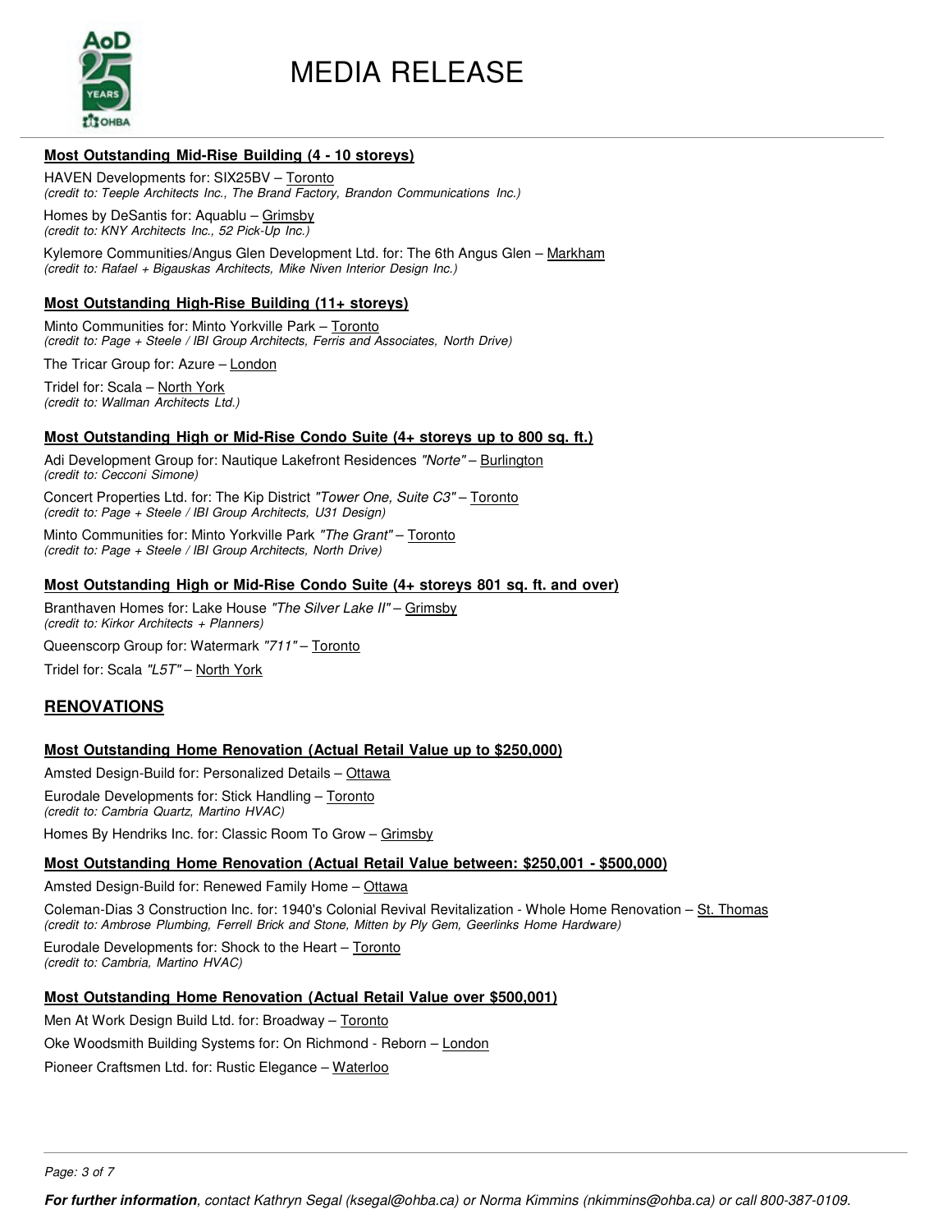#### Most Outstanding Mid-Rise Building (4 - 10 storeys)

HAVEN Developments for: SIX25BV – Toronto
*(credit to: Teeple Architects Inc., The Brand Factory, Brandon Communications Inc.)*

Homes by DeSantis for: Aquablu – Grimsby
*(credit to: KNY Architects Inc., 52 Pick-Up Inc.)*

Kylemore Communities/Angus Glen Development Ltd. for: The 6th Angus Glen – Markham
*(credit to: Rafael + Bigauskas Architects, Mike Niven Interior Design Inc.)*

#### Most Outstanding High-Rise Building (11+ storeys)

Minto Communities for: Minto Yorkville Park – Toronto
*(credit to: Page + Steele / IBI Group Architects, Ferris and Associates, North Drive)*

The Tricar Group for: Azure – London

Tridel for: Scala – North York
*(credit to: Wallman Architects Ltd.)*

#### Most Outstanding High or Mid-Rise Condo Suite (4+ storeys up to 800 sq. ft.)

Adi Development Group for: Nautique Lakefront Residences *"Norte"* – Burlington
*(credit to: Cecconi Simone)*

Concert Properties Ltd. for: The Kip District *"Tower One, Suite C3"* – Toronto
*(credit to: Page + Steele / IBI Group Architects, U31 Design)*

Minto Communities for: Minto Yorkville Park *"The Grant"* – Toronto
*(credit to: Page + Steele / IBI Group Architects, North Drive)*

#### Most Outstanding High or Mid-Rise Condo Suite (4+ storeys 801 sq. ft. and over)

Branthaven Homes for: Lake House *"The Silver Lake II"* – Grimsby
*(credit to: Kirkor Architects + Planners)*

Queenscorp Group for: Watermark *"711"* – Toronto

Tridel for: Scala *"L5T"* – North York

### RENOVATIONS

#### Most Outstanding Home Renovation (Actual Retail Value up to $250,000)

Amsted Design-Build for: Personalized Details – Ottawa

Eurodale Developments for: Stick Handling – Toronto
*(credit to: Cambria Quartz, Martino HVAC)*

Homes By Hendriks Inc. for: Classic Room To Grow – Grimsby

#### Most Outstanding Home Renovation (Actual Retail Value between: $250,001 - $500,000)

Amsted Design-Build for: Renewed Family Home – Ottawa

Coleman-Dias 3 Construction Inc. for: 1940's Colonial Revival Revitalization - Whole Home Renovation – St. Thomas
*(credit to: Ambrose Plumbing, Ferrell Brick and Stone, Mitten by Ply Gem, Geerlinks Home Hardware)*

Eurodale Developments for: Shock to the Heart – Toronto
*(credit to: Cambria, Martino HVAC)*

#### Most Outstanding Home Renovation (Actual Retail Value over $500,001)

Men At Work Design Build Ltd. for: Broadway – Toronto

Oke Woodsmith Building Systems for: On Richmond - Reborn – London

Pioneer Craftsmen Ltd. for: Rustic Elegance – Waterloo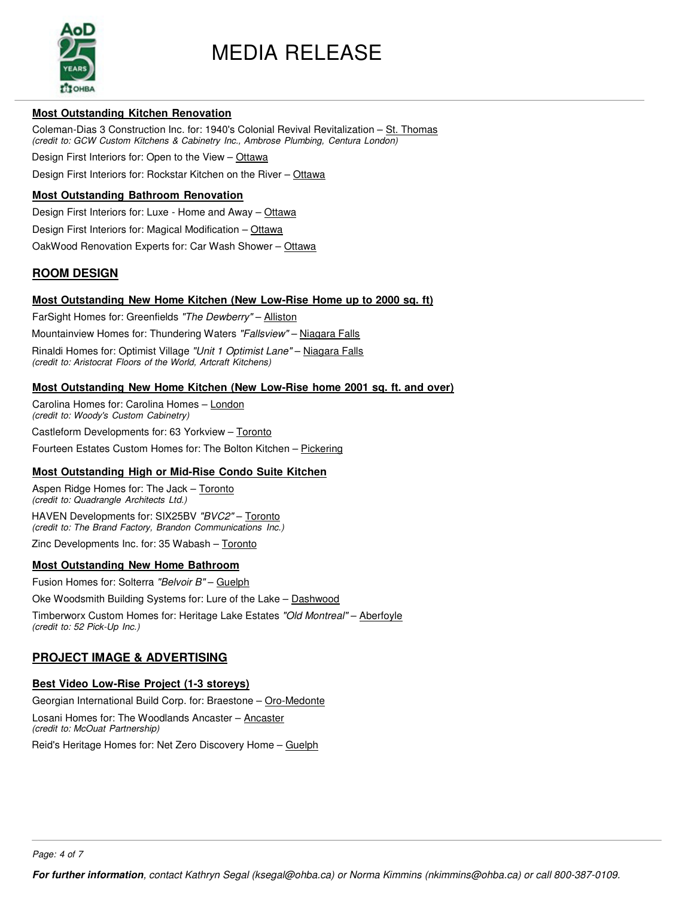### Most Outstanding Kitchen Renovation

Coleman-Dias 3 Construction Inc. for: 1940's Colonial Revival Revitalization – St. Thomas
*(credit to: GCW Custom Kitchens & Cabinetry Inc., Ambrose Plumbing, Centura London)*

Design First Interiors for: Open to the View – Ottawa

Design First Interiors for: Rockstar Kitchen on the River – Ottawa

### Most Outstanding Bathroom Renovation

Design First Interiors for: Luxe - Home and Away – Ottawa

Design First Interiors for: Magical Modification – Ottawa

OakWood Renovation Experts for: Car Wash Shower – Ottawa

## ROOM DESIGN

### Most Outstanding New Home Kitchen (New Low-Rise Home up to 2000 sq. ft)

FarSight Homes for: Greenfields *"The Dewberry"* – Alliston

Mountainview Homes for: Thundering Waters *"Fallsview"* – Niagara Falls

Rinaldi Homes for: Optimist Village *"Unit 1 Optimist Lane"* – Niagara Falls
*(credit to: Aristocrat Floors of the World, Artcraft Kitchens)*

### Most Outstanding New Home Kitchen (New Low-Rise home 2001 sq. ft. and over)

Carolina Homes for: Carolina Homes – London
*(credit to: Woody's Custom Cabinetry)*

Castleform Developments for: 63 Yorkview – Toronto

Fourteen Estates Custom Homes for: The Bolton Kitchen – Pickering

### Most Outstanding High or Mid-Rise Condo Suite Kitchen

Aspen Ridge Homes for: The Jack – Toronto
*(credit to: Quadrangle Architects Ltd.)*

HAVEN Developments for: SIX25BV *"BVC2"* – Toronto
*(credit to: The Brand Factory, Brandon Communications Inc.)*

Zinc Developments Inc. for: 35 Wabash – Toronto

### Most Outstanding New Home Bathroom

Fusion Homes for: Solterra *"Belvoir B"* – Guelph

Oke Woodsmith Building Systems for: Lure of the Lake – Dashwood

Timberworx Custom Homes for: Heritage Lake Estates *"Old Montreal"* – Aberfoyle
*(credit to: 52 Pick-Up Inc.)*

## PROJECT IMAGE & ADVERTISING

### Best Video Low-Rise Project (1-3 storeys)

Georgian International Build Corp. for: Braestone – Oro-Medonte

Losani Homes for: The Woodlands Ancaster – Ancaster
*(credit to: McOuat Partnership)*

Reid's Heritage Homes for: Net Zero Discovery Home – Guelph

***For further information**, contact Kathryn Segal (ksegal@ohba.ca) or Norma Kimmins (nkimmins@ohba.ca) or call 800-387-0109.*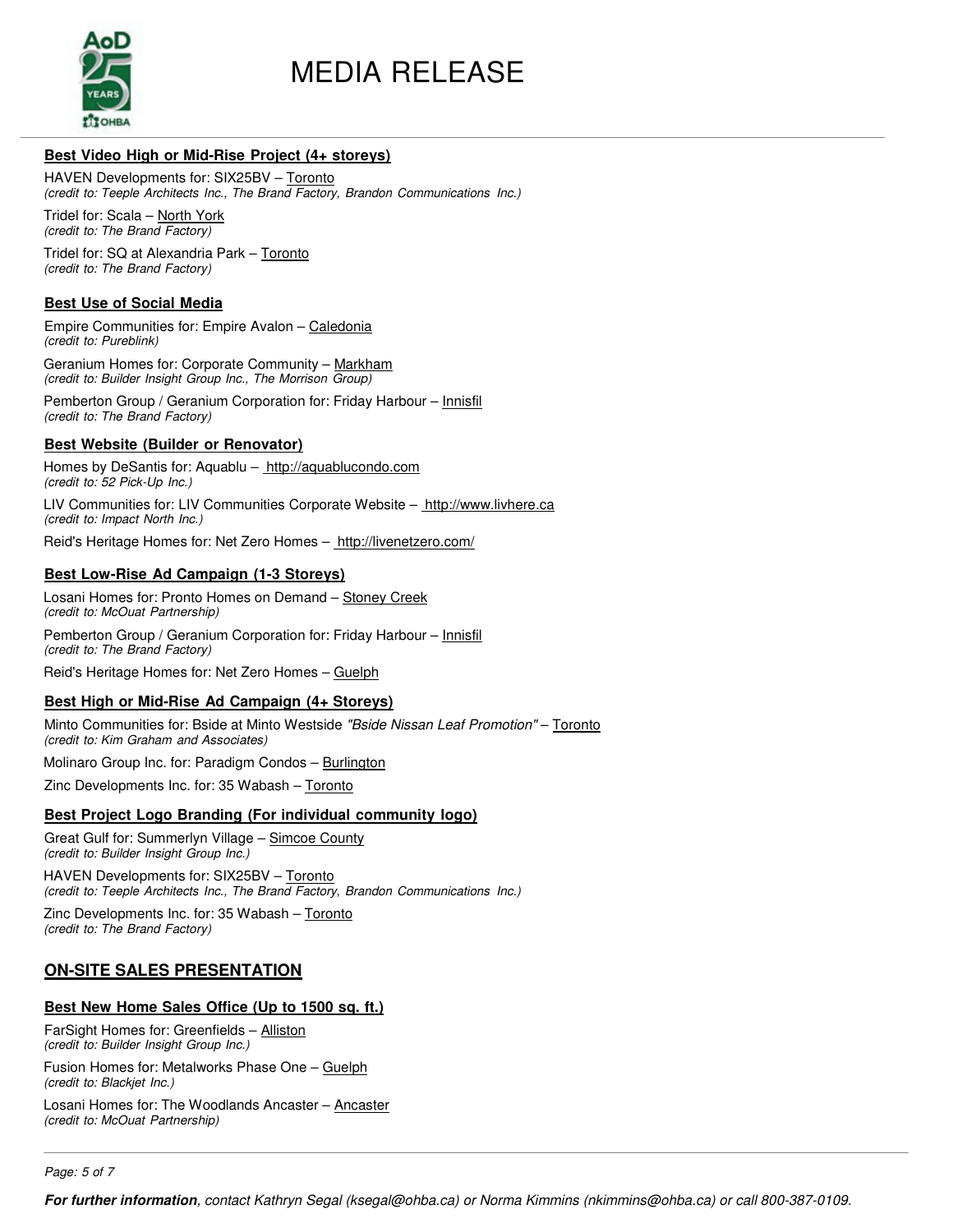# MEDIA RELEASE

### Best Video High or Mid-Rise Project (4+ storeys)

HAVEN Developments for: SIX25BV – Toronto
*(credit to: Teeple Architects Inc., The Brand Factory, Brandon Communications Inc.)*

Tridel for: Scala – North York
*(credit to: The Brand Factory)*

Tridel for: SQ at Alexandria Park – Toronto
*(credit to: The Brand Factory)*

### Best Use of Social Media

Empire Communities for: Empire Avalon – Caledonia
*(credit to: Pureblink)*

Geranium Homes for: Corporate Community – Markham
*(credit to: Builder Insight Group Inc., The Morrison Group)*

Pemberton Group / Geranium Corporation for: Friday Harbour – Innisfil
*(credit to: The Brand Factory)*

### Best Website (Builder or Renovator)

Homes by DeSantis for: Aquablu – http://aquablucondo.com
*(credit to: 52 Pick-Up Inc.)*

LIV Communities for: LIV Communities Corporate Website – http://www.livhere.ca
*(credit to: Impact North Inc.)*

Reid's Heritage Homes for: Net Zero Homes – http://livenetzero.com/

### Best Low-Rise Ad Campaign (1-3 Storeys)

Losani Homes for: Pronto Homes on Demand – Stoney Creek
*(credit to: McOuat Partnership)*

Pemberton Group / Geranium Corporation for: Friday Harbour – Innisfil
*(credit to: The Brand Factory)*

Reid's Heritage Homes for: Net Zero Homes – Guelph

### Best High or Mid-Rise Ad Campaign (4+ Storeys)

Minto Communities for: Bside at Minto Westside *"Bside Nissan Leaf Promotion"* – Toronto
*(credit to: Kim Graham and Associates)*

Molinaro Group Inc. for: Paradigm Condos – Burlington

Zinc Developments Inc. for: 35 Wabash – Toronto

### Best Project Logo Branding (For individual community logo)

Great Gulf for: Summerlyn Village – Simcoe County
*(credit to: Builder Insight Group Inc.)*

HAVEN Developments for: SIX25BV – Toronto
*(credit to: Teeple Architects Inc., The Brand Factory, Brandon Communications Inc.)*

Zinc Developments Inc. for: 35 Wabash – Toronto
*(credit to: The Brand Factory)*

## ON-SITE SALES PRESENTATION

### Best New Home Sales Office (Up to 1500 sq. ft.)

FarSight Homes for: Greenfields – Alliston
*(credit to: Builder Insight Group Inc.)*

Fusion Homes for: Metalworks Phase One – Guelph
*(credit to: Blackjet Inc.)*

Losani Homes for: The Woodlands Ancaster – Ancaster
*(credit to: McOuat Partnership)*

***For further information**, contact Kathryn Segal (ksegal@ohba.ca) or Norma Kimmins (nkimmins@ohba.ca) or call 800-387-0109.*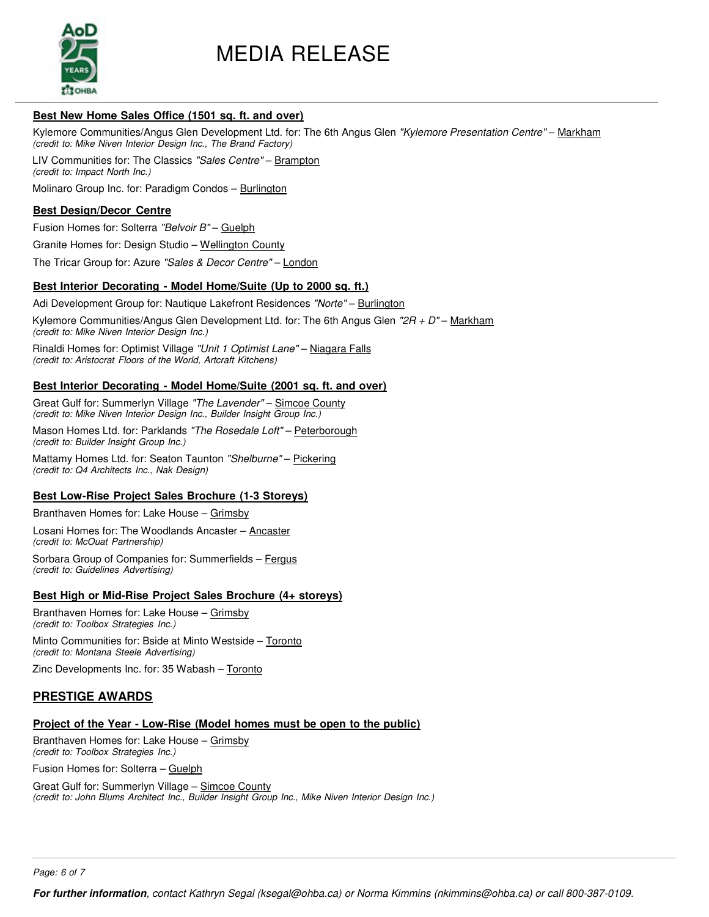**Best New Home Sales Office (1501 sq. ft. and over)**

Kylemore Communities/Angus Glen Development Ltd. for: The 6th Angus Glen *"Kylemore Presentation Centre"* – Markham
*(credit to: Mike Niven Interior Design Inc., The Brand Factory)*

LIV Communities for: The Classics *"Sales Centre"* – Brampton
*(credit to: Impact North Inc.)*

Molinaro Group Inc. for: Paradigm Condos – Burlington

**Best Design/Decor Centre**

Fusion Homes for: Solterra *"Belvoir B"* – Guelph

Granite Homes for: Design Studio – Wellington County

The Tricar Group for: Azure *"Sales & Decor Centre"* – London

**Best Interior Decorating - Model Home/Suite (Up to 2000 sq. ft.)**

Adi Development Group for: Nautique Lakefront Residences *"Norte"* – Burlington

Kylemore Communities/Angus Glen Development Ltd. for: The 6th Angus Glen *"2R + D"* – Markham
*(credit to: Mike Niven Interior Design Inc.)*

Rinaldi Homes for: Optimist Village *"Unit 1 Optimist Lane"* – Niagara Falls
*(credit to: Aristocrat Floors of the World, Artcraft Kitchens)*

**Best Interior Decorating - Model Home/Suite (2001 sq. ft. and over)**

Great Gulf for: Summerlyn Village *"The Lavender"* – Simcoe County
*(credit to: Mike Niven Interior Design Inc., Builder Insight Group Inc.)*

Mason Homes Ltd. for: Parklands *"The Rosedale Loft"* – Peterborough
*(credit to: Builder Insight Group Inc.)*

Mattamy Homes Ltd. for: Seaton Taunton *"Shelburne"* – Pickering
*(credit to: Q4 Architects Inc., Nak Design)*

**Best Low-Rise Project Sales Brochure (1-3 Storeys)**

Branthaven Homes for: Lake House – Grimsby

Losani Homes for: The Woodlands Ancaster – Ancaster
*(credit to: McOuat Partnership)*

Sorbara Group of Companies for: Summerfields – Fergus
*(credit to: Guidelines Advertising)*

**Best High or Mid-Rise Project Sales Brochure (4+ storeys)**

Branthaven Homes for: Lake House – Grimsby
*(credit to: Toolbox Strategies Inc.)*

Minto Communities for: Bside at Minto Westside – Toronto
*(credit to: Montana Steele Advertising)*

Zinc Developments Inc. for: 35 Wabash – Toronto

## PRESTIGE AWARDS

**Project of the Year - Low-Rise (Model homes must be open to the public)**

Branthaven Homes for: Lake House – Grimsby
*(credit to: Toolbox Strategies Inc.)*

Fusion Homes for: Solterra – Guelph

Great Gulf for: Summerlyn Village – Simcoe County
*(credit to: John Blums Architect Inc., Builder Insight Group Inc., Mike Niven Interior Design Inc.)*

***For further information**, contact Kathryn Segal (ksegal@ohba.ca) or Norma Kimmins (nkimmins@ohba.ca) or call 800-387-0109.*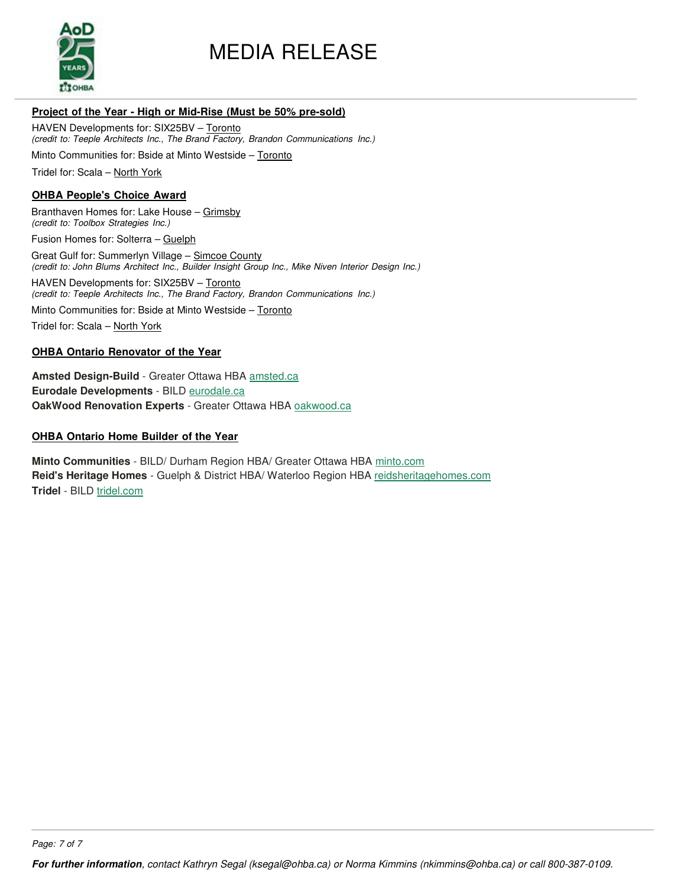# MEDIA RELEASE

**Project of the Year - High or Mid-Rise (Must be 50% pre-sold)**

HAVEN Developments for: SIX25BV – Toronto
*(credit to: Teeple Architects Inc., The Brand Factory, Brandon Communications Inc.)*

Minto Communities for: Bside at Minto Westside – Toronto

Tridel for: Scala – North York

**OHBA People's Choice Award**

Branthaven Homes for: Lake House – Grimsby
*(credit to: Toolbox Strategies Inc.)*

Fusion Homes for: Solterra – Guelph

Great Gulf for: Summerlyn Village – Simcoe County
*(credit to: John Blums Architect Inc., Builder Insight Group Inc., Mike Niven Interior Design Inc.)*

HAVEN Developments for: SIX25BV – Toronto
*(credit to: Teeple Architects Inc., The Brand Factory, Brandon Communications Inc.)*

Minto Communities for: Bside at Minto Westside – Toronto

Tridel for: Scala – North York

**OHBA Ontario Renovator of the Year**

**Amsted Design-Build** - Greater Ottawa HBA amsted.ca
**Eurodale Developments** - BILD eurodale.ca
**OakWood Renovation Experts** - Greater Ottawa HBA oakwood.ca

**OHBA Ontario Home Builder of the Year**

**Minto Communities** - BILD/ Durham Region HBA/ Greater Ottawa HBA minto.com
**Reid's Heritage Homes** - Guelph & District HBA/ Waterloo Region HBA reidsheritagehomes.com
**Tridel** - BILD tridel.com

***For further information**, contact Kathryn Segal (ksegal@ohba.ca) or Norma Kimmins (nkimmins@ohba.ca) or call 800-387-0109.*